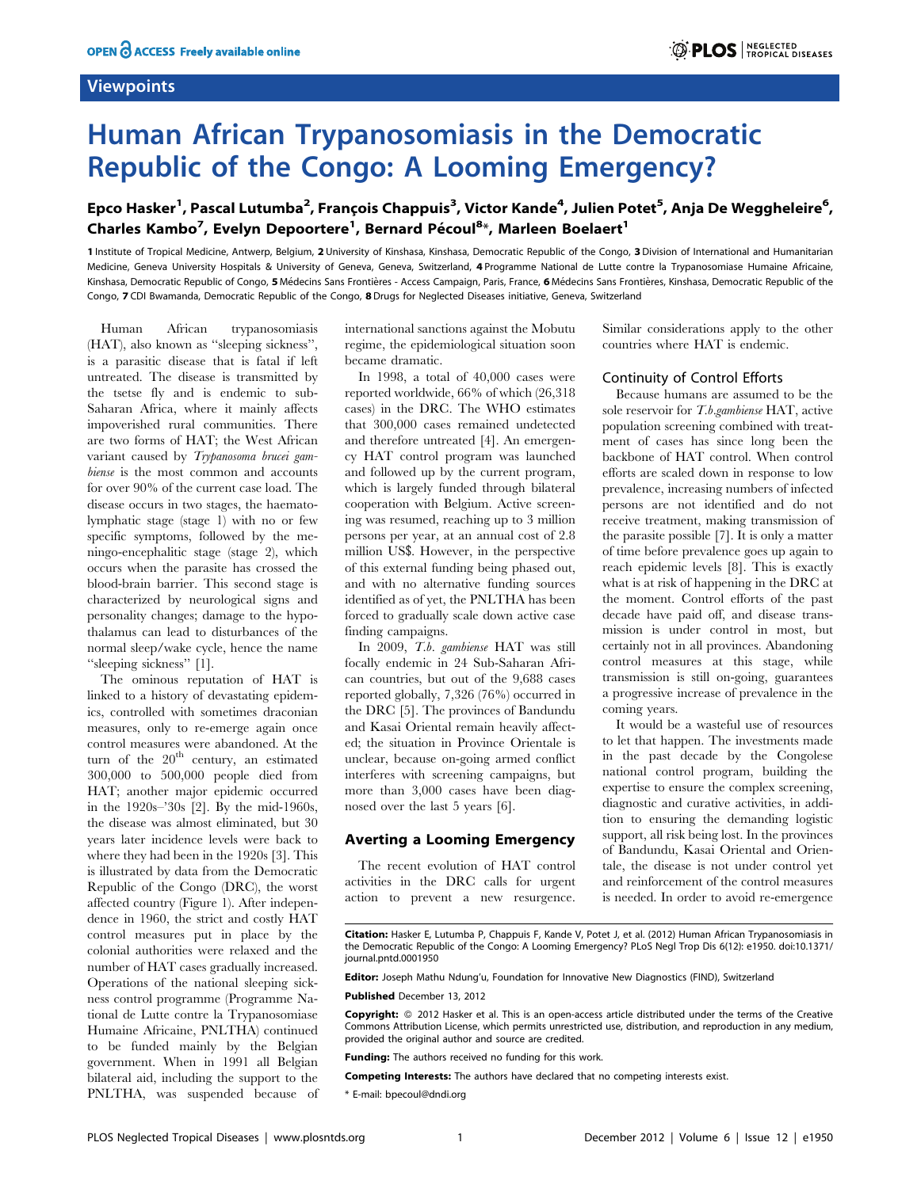Viewpoints

# Human African Trypanosomiasis in the Democratic Republic of the Congo: A Looming Emergency?

**Epco Hasker[1], Pascal Lutumba[2], François Chappuis[3], Victor Kande[4], Julien Potet[5], Anja De Weggheleire[6], Charles Kambo[7], Evelyn Depoortere[1], Bernard Pécoul[8]*, Marleen Boelaert[1]**

1 Institute of Tropical Medicine, Antwerp, Belgium, 2 University of Kinshasa, Kinshasa, Democratic Republic of the Congo, 3 Division of International and Humanitarian Medicine, Geneva University Hospitals & University of Geneva, Geneva, Switzerland, 4 Programme National de Lutte contre la Trypanosomiase Humaine Africaine, Kinshasa, Democratic Republic of Congo, 5 Médecins Sans Frontières - Access Campaign, Paris, France, 6 Médecins Sans Frontières, Kinshasa, Democratic Republic of the Congo, 7 CDI Bwamanda, Democratic Republic of the Congo, 8 Drugs for Neglected Diseases initiative, Geneva, Switzerland

Human African trypanosomiasis (HAT), also known as "sleeping sickness", is a parasitic disease that is fatal if left untreated. The disease is transmitted by the tsetse fly and is endemic to sub-Saharan Africa, where it mainly affects impoverished rural communities. There are two forms of HAT; the West African variant caused by *Trypanosoma brucei gambiense* is the most common and accounts for over 90% of the current case load. The disease occurs in two stages, the haemato-lymphatic stage (stage 1) with no or few specific symptoms, followed by the meningo-encephalitic stage (stage 2), which occurs when the parasite has crossed the blood-brain barrier. This second stage is characterized by neurological signs and personality changes; damage to the hypothalamus can lead to disturbances of the normal sleep/wake cycle, hence the name "sleeping sickness" [1].

The ominous reputation of HAT is linked to a history of devastating epidemics, controlled with sometimes draconian measures, only to re-emerge again once control measures were abandoned. At the turn of the $20^{th}$ century, an estimated 300,000 to 500,000 people died from HAT; another major epidemic occurred in the 1920s–'30s [2]. By the mid-1960s, the disease was almost eliminated, but 30 years later incidence levels were back to where they had been in the 1920s [3]. This is illustrated by data from the Democratic Republic of the Congo (DRC), the worst affected country (Figure 1). After independence in 1960, the strict and costly HAT control measures put in place by the colonial authorities were relaxed and the number of HAT cases gradually increased. Operations of the national sleeping sickness control programme (Programme National de Lutte contre la Trypanosomiase Humaine Africaine, PNLTHA) continued to be funded mainly by the Belgian government. When in 1991 all Belgian bilateral aid, including the support to the PNLTHA, was suspended because of international sanctions against the Mobutu regime, the epidemiological situation soon became dramatic.

In 1998, a total of 40,000 cases were reported worldwide, 66% of which (26,318 cases) in the DRC. The WHO estimates that 300,000 cases remained undetected and therefore untreated [4]. An emergency HAT control program was launched and followed up by the current program, which is largely funded through bilateral cooperation with Belgium. Active screening was resumed, reaching up to 3 million persons per year, at an annual cost of 2.8 million US$. However, in the perspective of this external funding being phased out, and with no alternative funding sources identified as of yet, the PNLTHA has been forced to gradually scale down active case finding campaigns.

In 2009, *T.b. gambiense* HAT was still focally endemic in 24 Sub-Saharan African countries, but out of the 9,688 cases reported globally, 7,326 (76%) occurred in the DRC [5]. The provinces of Bandundu and Kasai Oriental remain heavily affected; the situation in Province Orientale is unclear, because on-going armed conflict interferes with screening campaigns, but more than 3,000 cases have been diagnosed over the last 5 years [6].

## Averting a Looming Emergency

The recent evolution of HAT control activities in the DRC calls for urgent action to prevent a new resurgence. Similar considerations apply to the other countries where HAT is endemic.

### Continuity of Control Efforts

Because humans are assumed to be the sole reservoir for *T.b.gambiense* HAT, active population screening combined with treatment of cases has since long been the backbone of HAT control. When control efforts are scaled down in response to low prevalence, increasing numbers of infected persons are not identified and do not receive treatment, making transmission of the parasite possible [7]. It is only a matter of time before prevalence goes up again to reach epidemic levels [8]. This is exactly what is at risk of happening in the DRC at the moment. Control efforts of the past decade have paid off, and disease transmission is under control in most, but certainly not in all provinces. Abandoning control measures at this stage, while transmission is still on-going, guarantees a progressive increase of prevalence in the coming years.

It would be a wasteful use of resources to let that happen. The investments made in the past decade by the Congolese national control program, building the expertise to ensure the complex screening, diagnostic and curative activities, in addition to ensuring the demanding logistic support, all risk being lost. In the provinces of Bandundu, Kasai Oriental and Orientale, the disease is not under control yet and reinforcement of the control measures is needed. In order to avoid re-emergence

**Citation:** Hasker E, Lutumba P, Chappuis F, Kande V, Potet J, et al. (2012) Human African Trypanosomiasis in the Democratic Republic of the Congo: A Looming Emergency? PLoS Negl Trop Dis 6(12): e1950. doi:10.1371/journal.pntd.0001950

**Editor:** Joseph Mathu Ndung'u, Foundation for Innovative New Diagnostics (FIND), Switzerland

**Published** December 13, 2012

**Copyright:** © 2012 Hasker et al. This is an open-access article distributed under the terms of the Creative Commons Attribution License, which permits unrestricted use, distribution, and reproduction in any medium, provided the original author and source are credited.

**Funding:** The authors received no funding for this work.

**Competing Interests:** The authors have declared that no competing interests exist.

\* E-mail: bpecoul@dndi.org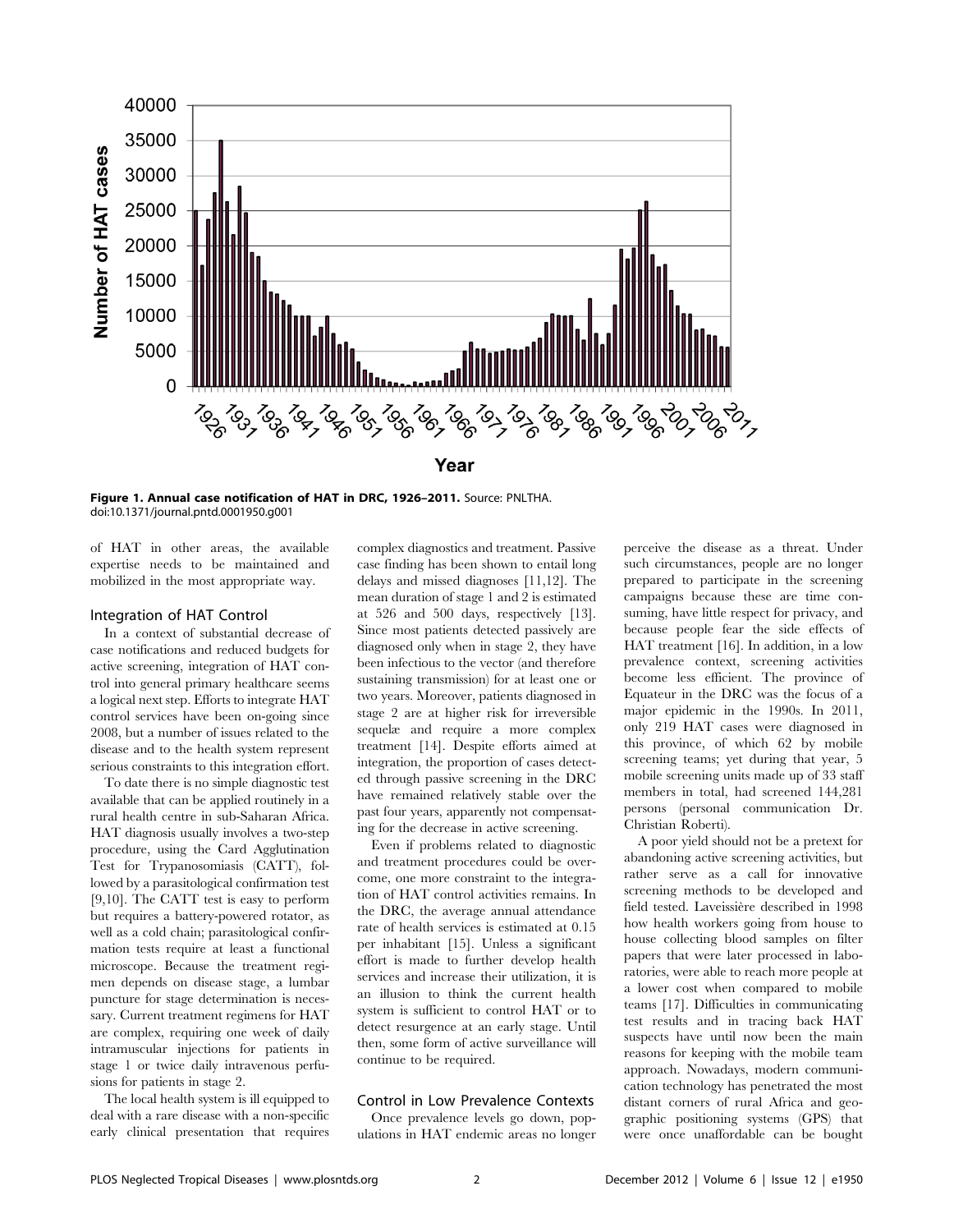**Figure 1. Annual case notification of HAT in DRC, 1926–2011.** Source: PNLTHA.
doi:10.1371/journal.pntd.0001950.g001

of HAT in other areas, the available expertise needs to be maintained and mobilized in the most appropriate way.

### Integration of HAT Control

In a context of substantial decrease of case notifications and reduced budgets for active screening, integration of HAT control into general primary healthcare seems a logical next step. Efforts to integrate HAT control services have been on-going since 2008, but a number of issues related to the disease and to the health system represent serious constraints to this integration effort.

To date there is no simple diagnostic test available that can be applied routinely in a rural health centre in sub-Saharan Africa. HAT diagnosis usually involves a two-step procedure, using the Card Agglutination Test for Trypanosomiasis (CATT), followed by a parasitological confirmation test [9,10]. The CATT test is easy to perform but requires a battery-powered rotator, as well as a cold chain; parasitological confirmation tests require at least a functional microscope. Because the treatment regimen depends on disease stage, a lumbar puncture for stage determination is necessary. Current treatment regimens for HAT are complex, requiring one week of daily intramuscular injections for patients in stage 1 or twice daily intravenous perfusions for patients in stage 2.

The local health system is ill equipped to deal with a rare disease with a non-specific early clinical presentation that requires complex diagnostics and treatment. Passive case finding has been shown to entail long delays and missed diagnoses [11,12]. The mean duration of stage 1 and 2 is estimated at 526 and 500 days, respectively [13]. Since most patients detected passively are diagnosed only when in stage 2, they have been infectious to the vector (and therefore sustaining transmission) for at least one or two years. Moreover, patients diagnosed in stage 2 are at higher risk for irreversible sequelæ and require a more complex treatment [14]. Despite efforts aimed at integration, the proportion of cases detected through passive screening in the DRC have remained relatively stable over the past four years, apparently not compensating for the decrease in active screening.

Even if problems related to diagnostic and treatment procedures could be overcome, one more constraint to the integration of HAT control activities remains. In the DRC, the average annual attendance rate of health services is estimated at 0.15 per inhabitant [15]. Unless a significant effort is made to further develop health services and increase their utilization, it is an illusion to think the current health system is sufficient to control HAT or to detect resurgence at an early stage. Until then, some form of active surveillance will continue to be required.

### Control in Low Prevalence Contexts

Once prevalence levels go down, populations in HAT endemic areas no longer perceive the disease as a threat. Under such circumstances, people are no longer prepared to participate in the screening campaigns because these are time consuming, have little respect for privacy, and because people fear the side effects of HAT treatment [16]. In addition, in a low prevalence context, screening activities become less efficient. The province of Equateur in the DRC was the focus of a major epidemic in the 1990s. In 2011, only 219 HAT cases were diagnosed in this province, of which 62 by mobile screening teams; yet during that year, 5 mobile screening units made up of 33 staff members in total, had screened 144,281 persons (personal communication Dr. Christian Roberti).

A poor yield should not be a pretext for abandoning active screening activities, but rather serve as a call for innovative screening methods to be developed and field tested. Laveissière described in 1998 how health workers going from house to house collecting blood samples on filter papers that were later processed in laboratories, were able to reach more people at a lower cost when compared to mobile teams [17]. Difficulties in communicating test results and in tracing back HAT suspects have until now been the main reasons for keeping with the mobile team approach. Nowadays, modern communication technology has penetrated the most distant corners of rural Africa and geographic positioning systems (GPS) that were once unaffordable can be bought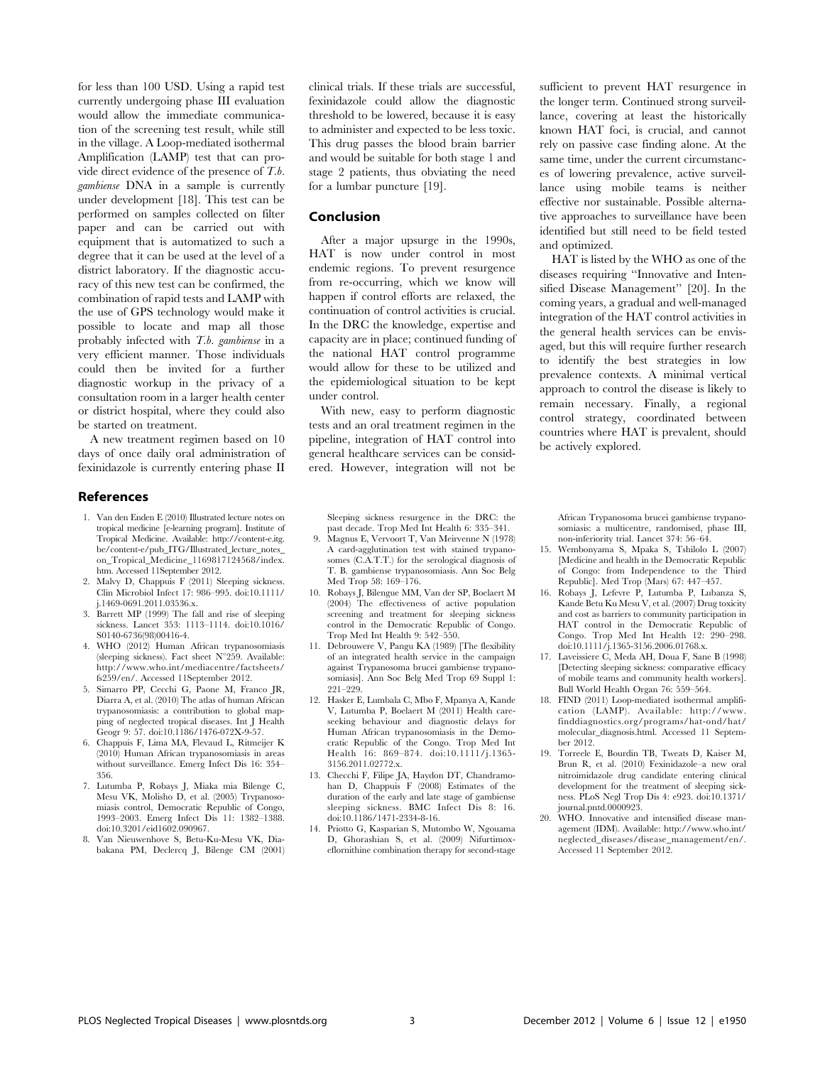for less than 100 USD. Using a rapid test currently undergoing phase III evaluation would allow the immediate communication of the screening test result, while still in the village. A Loop-mediated isothermal Amplification (LAMP) test that can provide direct evidence of the presence of *T.b. gambiense* DNA in a sample is currently under development [18]. This test can be performed on samples collected on filter paper and can be carried out with equipment that is automatized to such a degree that it can be used at the level of a district laboratory. If the diagnostic accuracy of this new test can be confirmed, the combination of rapid tests and LAMP with the use of GPS technology would make it possible to locate and map all those probably infected with *T.b. gambiense* in a very efficient manner. Those individuals could then be invited for a further diagnostic workup in the privacy of a consultation room in a larger health center or district hospital, where they could also be started on treatment.

A new treatment regimen based on 10 days of once daily oral administration of fexinidazole is currently entering phase II clinical trials. If these trials are successful, fexinidazole could allow the diagnostic threshold to be lowered, because it is easy to administer and expected to be less toxic. This drug passes the blood brain barrier and would be suitable for both stage 1 and stage 2 patients, thus obviating the need for a lumbar puncture [19].

## Conclusion

After a major upsurge in the 1990s, HAT is now under control in most endemic regions. To prevent resurgence from re-occurring, which we know will happen if control efforts are relaxed, the continuation of control activities is crucial. In the DRC the knowledge, expertise and capacity are in place; continued funding of the national HAT control programme would allow for these to be utilized and the epidemiological situation to be kept under control.

With new, easy to perform diagnostic tests and an oral treatment regimen in the pipeline, integration of HAT control into general healthcare services can be considered. However, integration will not be sufficient to prevent HAT resurgence in the longer term. Continued strong surveillance, covering at least the historically known HAT foci, is crucial, and cannot rely on passive case finding alone. At the same time, under the current circumstances of lowering prevalence, active surveillance using mobile teams is neither effective nor sustainable. Possible alternative approaches to surveillance have been identified but still need to be field tested and optimized.

HAT is listed by the WHO as one of the diseases requiring "Innovative and Intensified Disease Management" [20]. In the coming years, a gradual and well-managed integration of the HAT control activities in the general health services can be envisaged, but this will require further research to identify the best strategies in low prevalence contexts. A minimal vertical approach to control the disease is likely to remain necessary. Finally, a regional control strategy, coordinated between countries where HAT is prevalent, should be actively explored.

## References

1. Van den Enden E (2010) Illustrated lecture notes on tropical medicine [e-learning program]. Institute of Tropical Medicine. Available: http://content-e.itg.be/content-e/pub_ITG/Illustrated_lecture_notes_on_Tropical_Medicine_1169817124568/index.htm. Accessed 11September 2012.
2. Malvy D, Chappuis F (2011) Sleeping sickness. Clin Microbiol Infect 17: 986–995. doi:10.1111/j.1469-0691.2011.03536.x.
3. Barrett MP (1999) The fall and rise of sleeping sickness. Lancet 353: 1113–1114. doi:10.1016/S0140-6736(98)00416-4.
4. WHO (2012) Human African trypanosomiasis (sleeping sickness). Fact sheet N°259. Available: http://www.who.int/mediacentre/factsheets/fs259/en/. Accessed 11September 2012.
5. Simarro PP, Cecchi G, Paone M, Franco JR, Diarra A, et al. (2010) The atlas of human African trypanosomiasis: a contribution to global mapping of neglected tropical diseases. Int J Health Geogr 9: 57. doi:10.1186/1476-072X-9-57.
6. Chappuis F, Lima MA, Flevaud L, Ritmeijer K (2010) Human African trypanosomiasis in areas without surveillance. Emerg Infect Dis 16: 354–356.
7. Lutumba P, Robays J, Miaka mia Bilenge C, Mesu VK, Molisho D, et al. (2005) Trypanosomiasis control, Democratic Republic of Congo, 1993–2003. Emerg Infect Dis 11: 1382–1388. doi:10.3201/eid1602.090967.
8. Van Nieuwenhove S, Betu-Ku-Mesu VK, Diabakana PM, Declercq J, Bilenge CM (2001) Sleeping sickness resurgence in the DRC: the past decade. Trop Med Int Health 6: 335–341.
9. Magnus E, Vervoort T, Van Meirvenne N (1978) A card-agglutination test with stained trypanosomes (C.A.T.T.) for the serological diagnosis of T. B. gambiense trypanosomiasis. Ann Soc Belg Med Trop 58: 169–176.
10. Robays J, Bilengue MM, Van der SP, Boelaert M (2004) The effectiveness of active population screening and treatment for sleeping sickness control in the Democratic Republic of Congo. Trop Med Int Health 9: 542–550.
11. Debrouwere V, Pangu KA (1989) [The flexibility of an integrated health service in the campaign against Trypanosoma brucei gambiense trypanosomiasis]. Ann Soc Belg Med Trop 69 Suppl 1: 221–229.
12. Hasker E, Lumbala C, Mbo F, Mpanya A, Kande V, Lutumba P, Boelaert M (2011) Health care-seeking behaviour and diagnostic delays for Human African trypanosomiasis in the Democratic Republic of the Congo. Trop Med Int Health 16: 869–874. doi:10.1111/j.1365-3156.2011.02772.x.
13. Checchi F, Filipe JA, Haydon DT, Chandramohan D, Chappuis F (2008) Estimates of the duration of the early and late stage of gambiense sleeping sickness. BMC Infect Dis 8: 16. doi:10.1186/1471-2334-8-16.
14. Priotto G, Kasparian S, Mutombo W, Ngouama D, Ghorashian S, et al. (2009) Nifurtimox-eflornithine combination therapy for second-stage African Trypanosoma brucei gambiense trypanosomiasis: a multicentre, randomised, phase III, non-inferiority trial. Lancet 374: 56–64.
15. Wembonyama S, Mpaka S, Tshilolo L (2007) [Medicine and health in the Democratic Republic of Congo: from Independence to the Third Republic]. Med Trop (Mars) 67: 447–457.
16. Robays J, Lefevre P, Lutumba P, Lubanza S, Kande Betu Ku Mesu V, et al. (2007) Drug toxicity and cost as barriers to community participation in HAT control in the Democratic Republic of Congo. Trop Med Int Health 12: 290–298. doi:10.1111/j.1365-3156.2006.01768.x.
17. Laveissiere C, Meda AH, Doua F, Sane B (1998) [Detecting sleeping sickness: comparative efficacy of mobile teams and community health workers]. Bull World Health Organ 76: 559–564.
18. FIND (2011) Loop-mediated isothermal amplification (LAMP). Available: http://www.finddiagnostics.org/programs/hat-ond/hat/molecular_diagnosis.html. Accessed 11 September 2012.
19. Torreele E, Bourdin TB, Tweats D, Kaiser M, Brun R, et al. (2010) Fexinidazole–a new oral nitroimidazole drug candidate entering clinical development for the treatment of sleeping sickness. PLoS Negl Trop Dis 4: e923. doi:10.1371/journal.pntd.0000923.
20. WHO. Innovative and intensified disease management (IDM). Available: http://www.who.int/neglected_diseases/disease_management/en/. Accessed 11 September 2012.